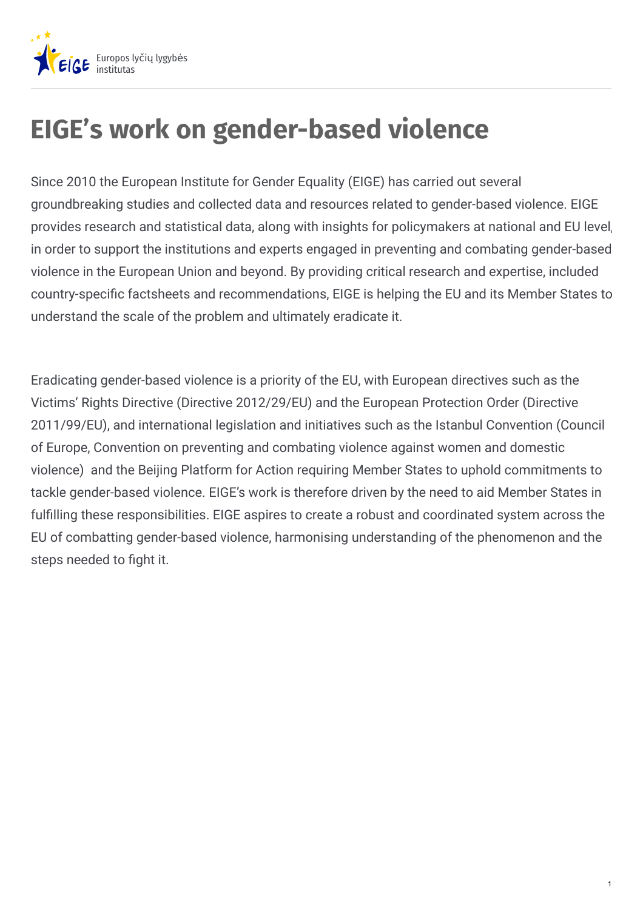Europos lyčių lygybės institutas

# EIGE's work on gender-based violence

Since 2010 the European Institute for Gender Equality (EIGE) has carried out several groundbreaking studies and collected data and resources related to gender-based violence. EIGE provides research and statistical data, along with insights for policymakers at national and EU level, in order to support the institutions and experts engaged in preventing and combating gender-based violence in the European Union and beyond. By providing critical research and expertise, included country-specific factsheets and recommendations, EIGE is helping the EU and its Member States to understand the scale of the problem and ultimately eradicate it.

Eradicating gender-based violence is a priority of the EU, with European directives such as the Victims' Rights Directive (Directive 2012/29/EU) and the European Protection Order (Directive 2011/99/EU), and international legislation and initiatives such as the Istanbul Convention (Council of Europe, Convention on preventing and combating violence against women and domestic violence)  and the Beijing Platform for Action requiring Member States to uphold commitments to tackle gender-based violence. EIGE's work is therefore driven by the need to aid Member States in fulfilling these responsibilities. EIGE aspires to create a robust and coordinated system across the EU of combatting gender-based violence, harmonising understanding of the phenomenon and the steps needed to fight it.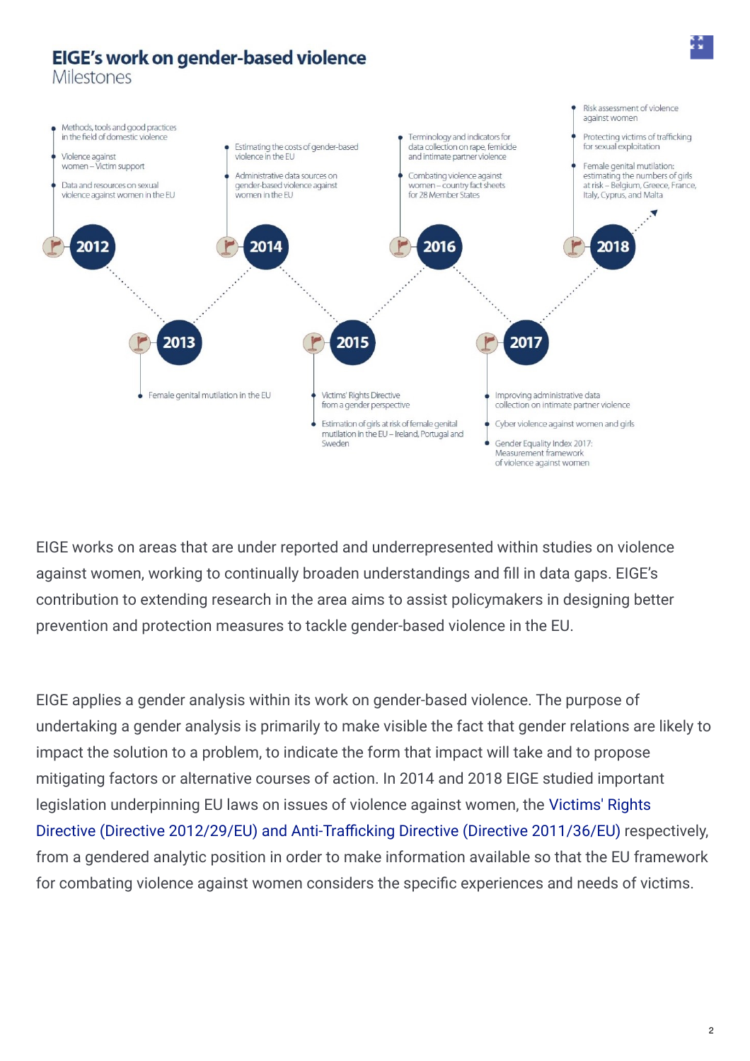# EIGE's work on gender-based violence

Milestones

**2012**

- Methods, tools and good practices in the field of domestic violence
- Violence against women – Victim support
- Data and resources on sexual violence against women in the EU

**2013**

- Female genital mutilation in the EU

**2014**

- Estimating the costs of gender-based violence in the EU
- Administrative data sources on gender-based violence against women in the EU

**2015**

- Victims' Rights Directive from a gender perspective
- Estimation of girls at risk of female genital mutilation in the EU – Ireland, Portugal and Sweden

**2016**

- Terminology and indicators for data collection on rape, femicide and intimate partner violence
- Combating violence against women – country fact sheets for 28 Member States

**2017**

- Improving administrative data collection on intimate partner violence
- Cyber violence against women and girls
- Gender Equality Index 2017: Measurement framework of violence against women

**2018**

- Risk assessment of violence against women
- Protecting victims of trafficking for sexual exploitation
- Female genital mutilation: estimating the numbers of girls at risk – Belgium, Greece, France, Italy, Cyprus, and Malta

EIGE works on areas that are under reported and underrepresented within studies on violence against women, working to continually broaden understandings and fill in data gaps. EIGE's contribution to extending research in the area aims to assist policymakers in designing better prevention and protection measures to tackle gender-based violence in the EU.

EIGE applies a gender analysis within its work on gender-based violence. The purpose of undertaking a gender analysis is primarily to make visible the fact that gender relations are likely to impact the solution to a problem, to indicate the form that impact will take and to propose mitigating factors or alternative courses of action. In 2014 and 2018 EIGE studied important legislation underpinning EU laws on issues of violence against women, the Victims' Rights Directive (Directive 2012/29/EU) and Anti-Trafficking Directive (Directive 2011/36/EU) respectively, from a gendered analytic position in order to make information available so that the EU framework for combating violence against women considers the specific experiences and needs of victims.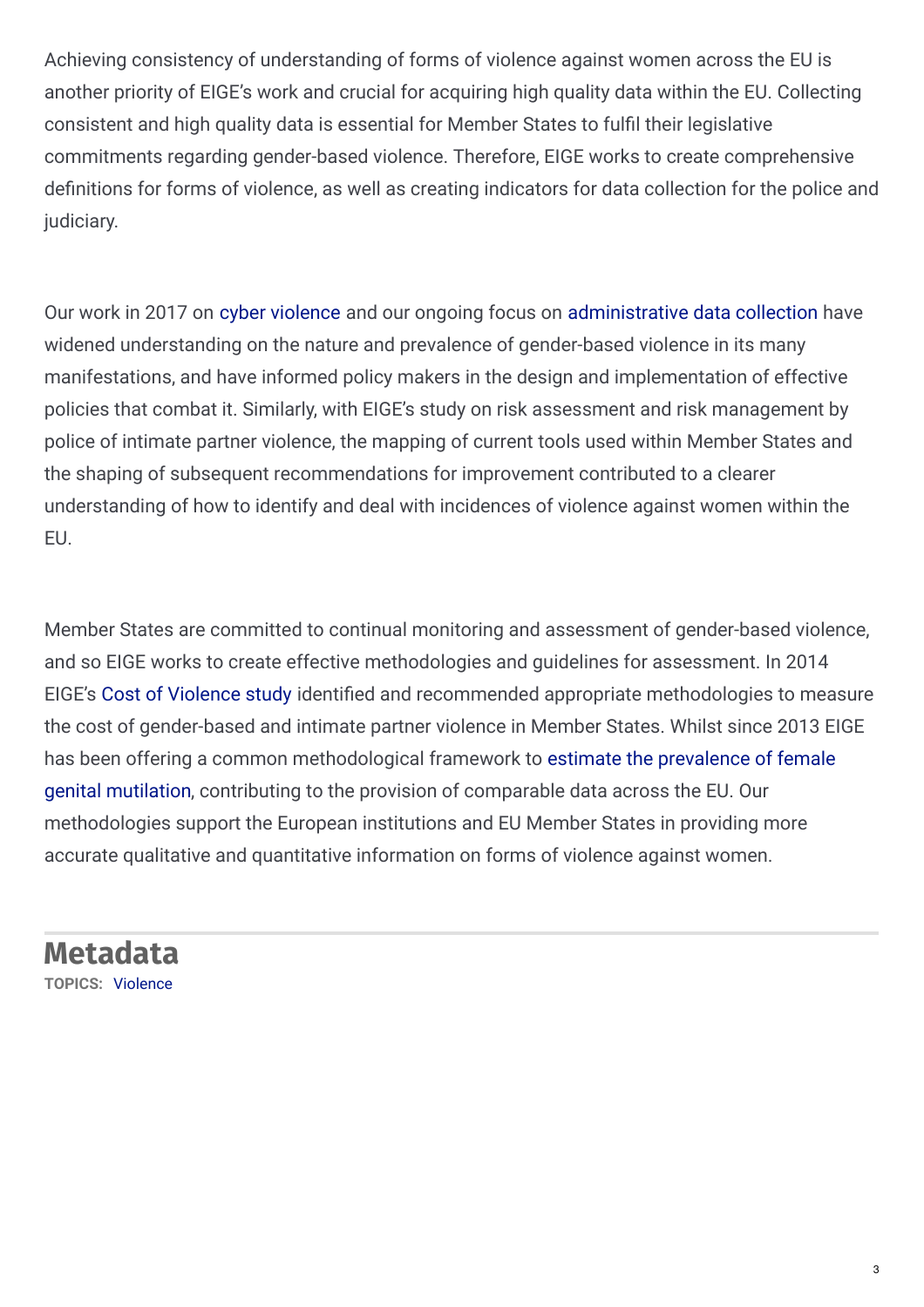Achieving consistency of understanding of forms of violence against women across the EU is another priority of EIGE's work and crucial for acquiring high quality data within the EU. Collecting consistent and high quality data is essential for Member States to fulfil their legislative commitments regarding gender-based violence. Therefore, EIGE works to create comprehensive definitions for forms of violence, as well as creating indicators for data collection for the police and judiciary.

Our work in 2017 on cyber violence and our ongoing focus on administrative data collection have widened understanding on the nature and prevalence of gender-based violence in its many manifestations, and have informed policy makers in the design and implementation of effective policies that combat it. Similarly, with EIGE's study on risk assessment and risk management by police of intimate partner violence, the mapping of current tools used within Member States and the shaping of subsequent recommendations for improvement contributed to a clearer understanding of how to identify and deal with incidences of violence against women within the EU.

Member States are committed to continual monitoring and assessment of gender-based violence, and so EIGE works to create effective methodologies and guidelines for assessment. In 2014 EIGE's Cost of Violence study identified and recommended appropriate methodologies to measure the cost of gender-based and intimate partner violence in Member States. Whilst since 2013 EIGE has been offering a common methodological framework to estimate the prevalence of female genital mutilation, contributing to the provision of comparable data across the EU. Our methodologies support the European institutions and EU Member States in providing more accurate qualitative and quantitative information on forms of violence against women.

## Metadata

**TOPICS:** Violence